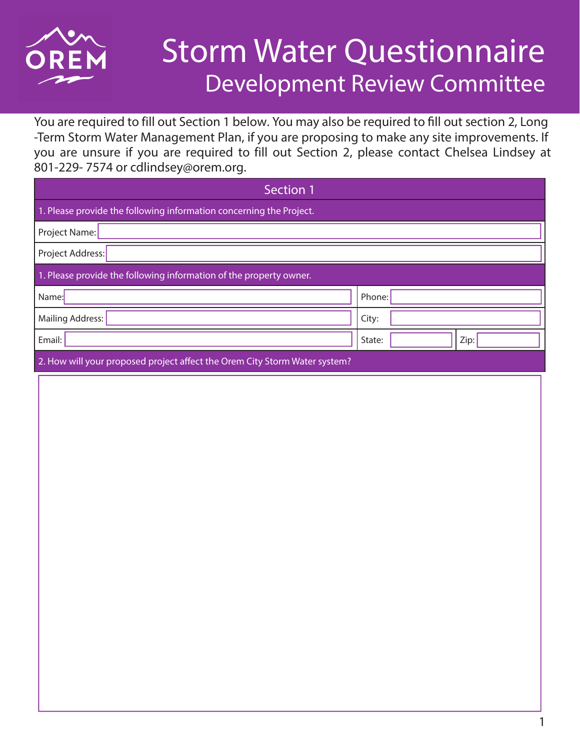# Storm Water Questionnaire

## Development Review Committee

You are required to fill out Section 1 below. You may also be required to fill out section 2, Long -Term Storm Water Management Plan, if you are proposing to make any site improvements. If you are unsure if you are required to fill out Section 2, please contact Chelsea Lindsey at 801-229- 7574 or cdlindsey@orem.org.

### Section 1

1. Please provide the following information concerning the Project.

| | |
|---|---|
| Project Name: | |
| Project Address: | |

1. Please provide the following information of the property owner.

| | | | |
|---|---|---|---|
| Name: | | Phone: | |
| Mailing Address: | | City: | |
| Email: | | State: | Zip: |

2. How will your proposed project affect the Orem City Storm Water system?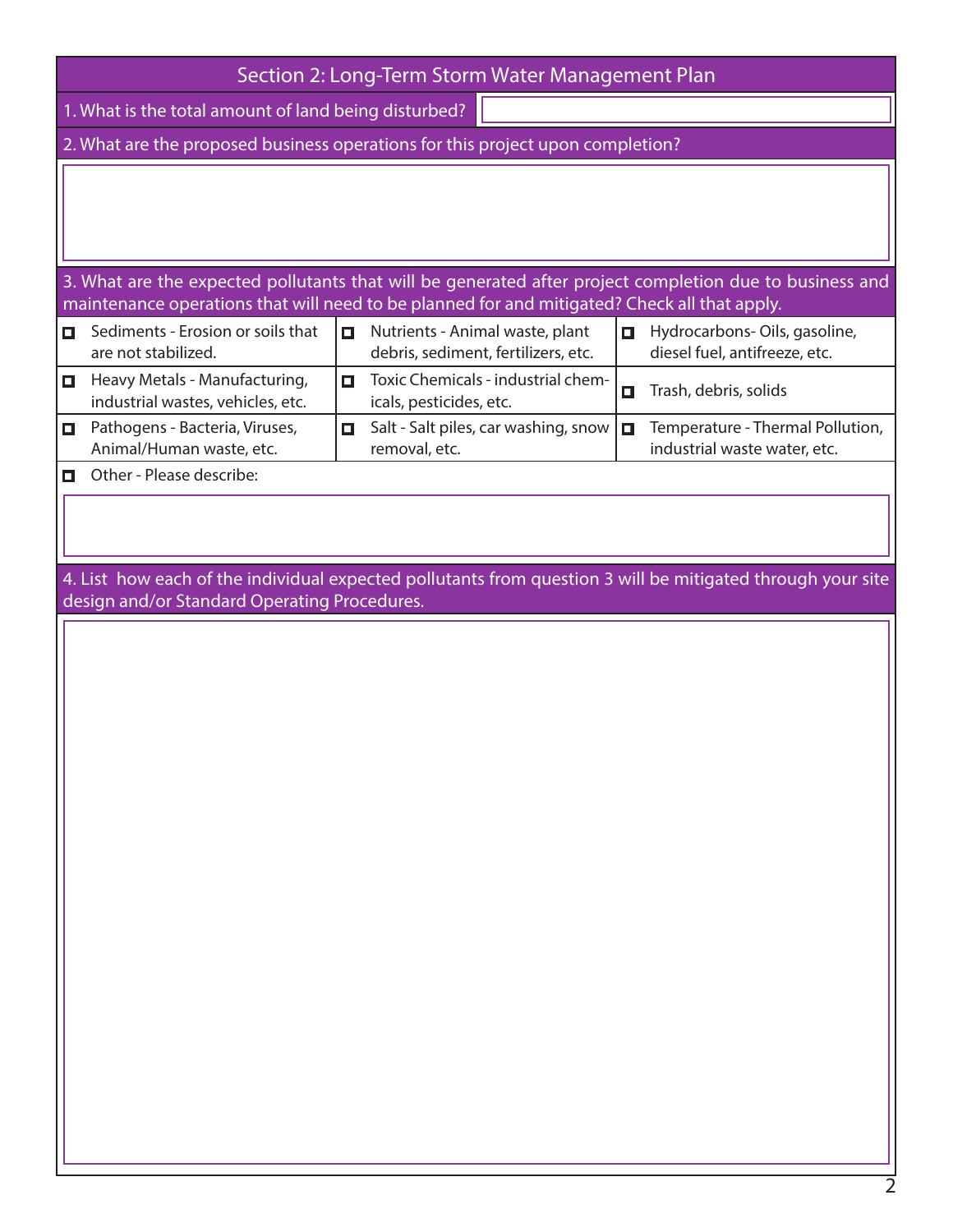## Section 2: Long-Term Storm Water Management Plan

1. What is the total amount of land being disturbed?

2. What are the proposed business operations for this project upon completion?

3. What are the expected pollutants that will be generated after project completion due to business and maintenance operations that will need to be planned for and mitigated? Check all that apply.

| | | |
|---|---|---|
| ☐ Sediments - Erosion or soils that are not stabilized. | ☐ Nutrients - Animal waste, plant debris, sediment, fertilizers, etc. | ☐ Hydrocarbons- Oils, gasoline, diesel fuel, antifreeze, etc. |
| ☐ Heavy Metals - Manufacturing, industrial wastes, vehicles, etc. | ☐ Toxic Chemicals - industrial chemicals, pesticides, etc. | ☐ Trash, debris, solids |
| ☐ Pathogens - Bacteria, Viruses, Animal/Human waste, etc. | ☐ Salt - Salt piles, car washing, snow removal, etc. | ☐ Temperature - Thermal Pollution, industrial waste water, etc. |

☐ Other - Please describe:

4. List how each of the individual expected pollutants from question 3 will be mitigated through your site design and/or Standard Operating Procedures.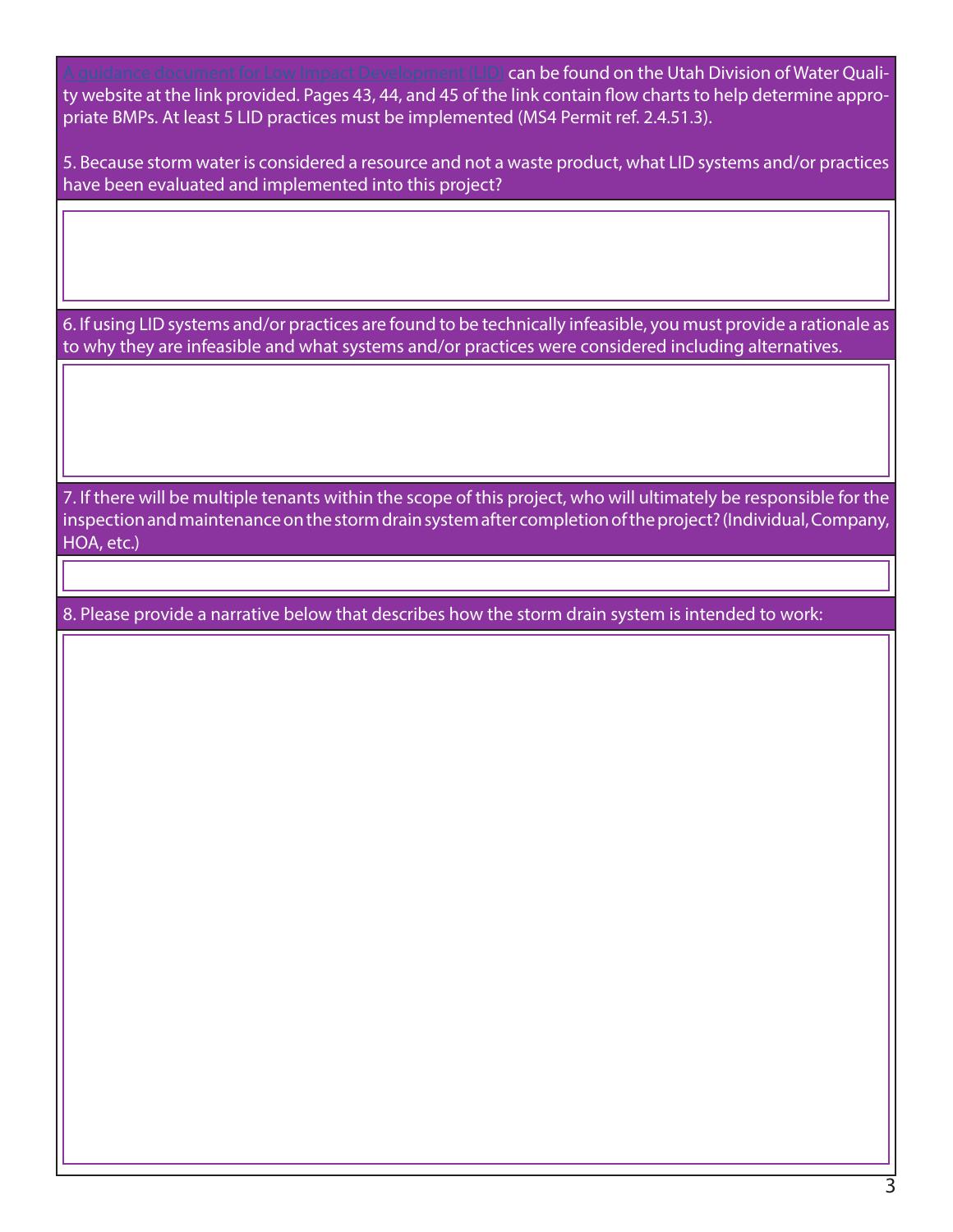A guidance document for Low Impact Development (LID) can be found on the Utah Division of Water Quality website at the link provided. Pages 43, 44, and 45 of the link contain flow charts to help determine appropriate BMPs. At least 5 LID practices must be implemented (MS4 Permit ref. 2.4.51.3).

5. Because storm water is considered a resource and not a waste product, what LID systems and/or practices have been evaluated and implemented into this project?

6. If using LID systems and/or practices are found to be technically infeasible, you must provide a rationale as to why they are infeasible and what systems and/or practices were considered including alternatives.

7. If there will be multiple tenants within the scope of this project, who will ultimately be responsible for the inspection and maintenance on the storm drain system after completion of the project? (Individual, Company, HOA, etc.)

8. Please provide a narrative below that describes how the storm drain system is intended to work: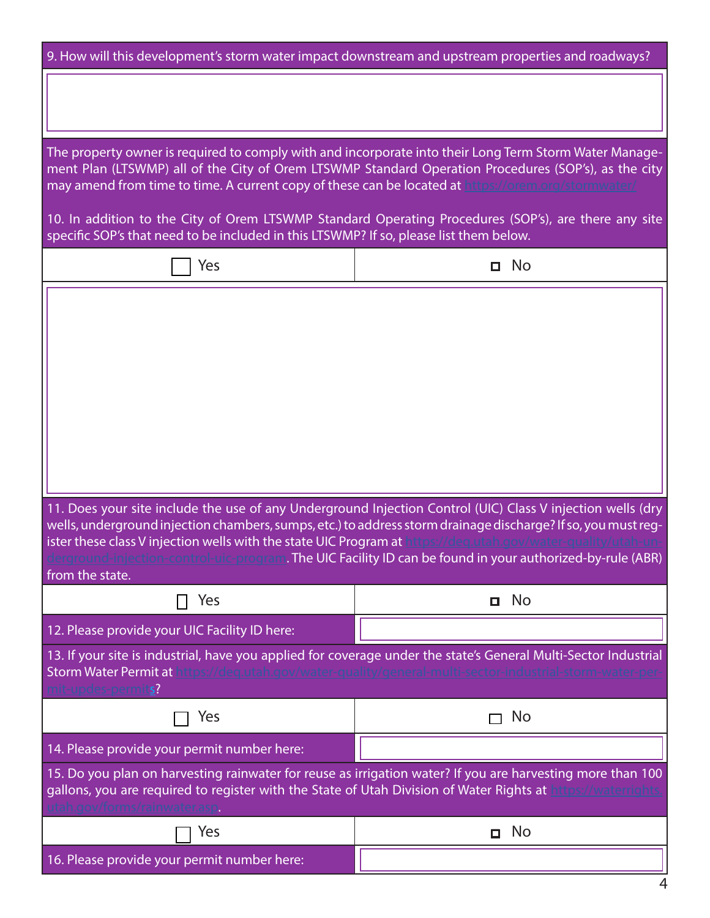9. How will this development's storm water impact downstream and upstream properties and roadways?

The property owner is required to comply with and incorporate into their Long Term Storm Water Management Plan (LTSWMP) all of the City of Orem LTSWMP Standard Operation Procedures (SOP's), as the city may amend from time to time. A current copy of these can be located at https://orem.org/stormwater/

10. In addition to the City of Orem LTSWMP Standard Operating Procedures (SOP's), are there any site specific SOP's that need to be included in this LTSWMP? If so, please list them below.

| ☐ Yes | ☐ No |
|---|---|

11. Does your site include the use of any Underground Injection Control (UIC) Class V injection wells (dry wells, underground injection chambers, sumps, etc.) to address storm drainage discharge? If so, you must register these class V injection wells with the state UIC Program at https://deq.utah.gov/water-quality/utah-underground-injection-control-uic-program. The UIC Facility ID can be found in your authorized-by-rule (ABR) from the state.

| ☐ Yes | ☐ No |
|---|---|
| 12. Please provide your UIC Facility ID here: | |

13. If your site is industrial, have you applied for coverage under the state's General Multi-Sector Industrial Storm Water Permit at https://deq.utah.gov/water-quality/general-multi-sector-industrial-storm-water-permit-updes-permits?

| ☐ Yes | ☐ No |
|---|---|
| 14. Please provide your permit number here: | |

15. Do you plan on harvesting rainwater for reuse as irrigation water? If you are harvesting more than 100 gallons, you are required to register with the State of Utah Division of Water Rights at https://waterrights.utah.gov/forms/rainwater.asp.

| ☐ Yes | ☐ No |
|---|---|
| 16. Please provide your permit number here: | |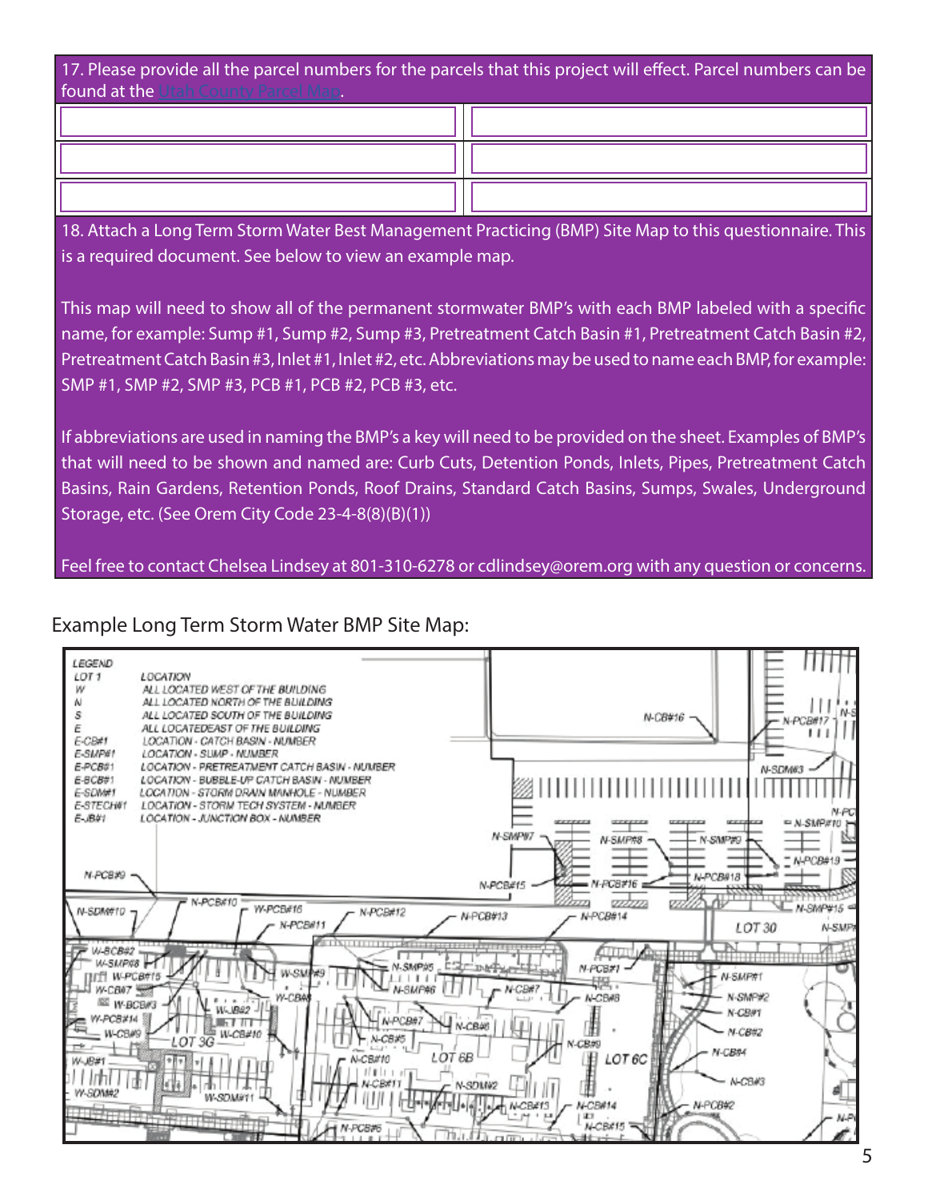17. Please provide all the parcel numbers for the parcels that this project will effect. Parcel numbers can be found at the Utah County Parcel Map.

| | |
|---|---|
| | |
| | |
| | |

18. Attach a Long Term Storm Water Best Management Practicing (BMP) Site Map to this questionnaire. This is a required document. See below to view an example map.

This map will need to show all of the permanent stormwater BMP's with each BMP labeled with a specific name, for example: Sump #1, Sump #2, Sump #3, Pretreatment Catch Basin #1, Pretreatment Catch Basin #2, Pretreatment Catch Basin #3, Inlet #1, Inlet #2, etc. Abbreviations may be used to name each BMP, for example: SMP #1, SMP #2, SMP #3, PCB #1, PCB #2, PCB #3, etc.

If abbreviations are used in naming the BMP's a key will need to be provided on the sheet. Examples of BMP's that will need to be shown and named are: Curb Cuts, Detention Ponds, Inlets, Pipes, Pretreatment Catch Basins, Rain Gardens, Retention Ponds, Roof Drains, Standard Catch Basins, Sumps, Swales, Underground Storage, etc. (See Orem City Code 23-4-8(8)(B)(1))

Feel free to contact Chelsea Lindsey at 801-310-6278 or cdlindsey@orem.org with any question or concerns.

Example Long Term Storm Water BMP Site Map:

LEGEND

| LOT 1 | LOCATION |
|---|---|
| W | ALL LOCATED WEST OF THE BUILDING |
| N | ALL LOCATED NORTH OF THE BUILDING |
| S | ALL LOCATED SOUTH OF THE BUILDING |
| E | ALL LOCATEDEAST OF THE BUILDING |
| E-CB#1 | LOCATION - CATCH BASIN - NUMBER |
| E-SMP#1 | LOCATION - SUMP - NUMBER |
| E-PCB#1 | LOCATION - PRETREATMENT CATCH BASIN - NUMBER |
| E-BCB#1 | LOCATION - BUBBLE-UP CATCH BASIN - NUMBER |
| E-SDM#1 | LOCATION - STORM DRAIN MANHOLE - NUMBER |
| E-STECH#1 | LOCATION - STORM TECH SYSTEM - NUMBER |
| E-JB#1 | LOCATION - JUNCTION BOX - NUMBER |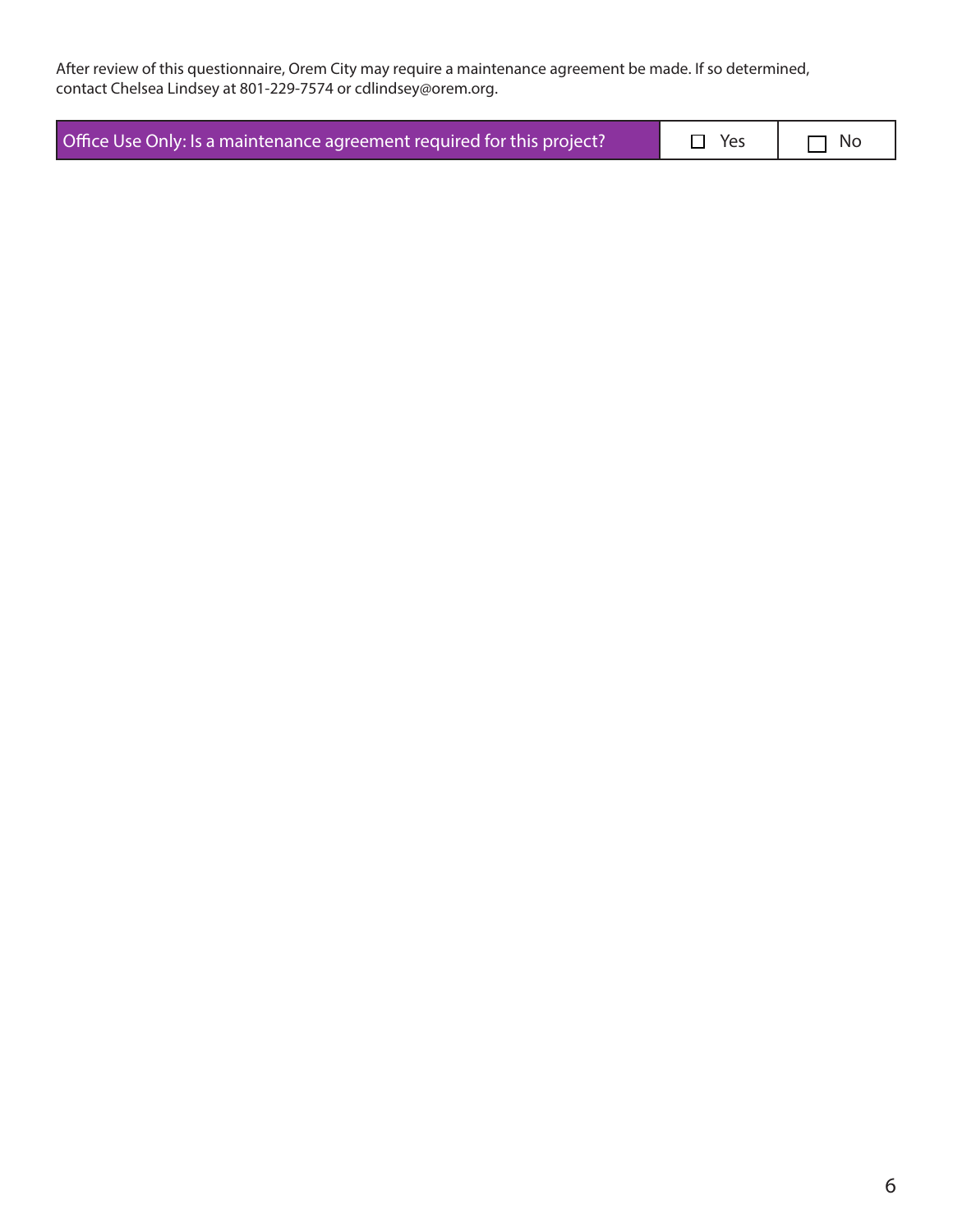After review of this questionnaire, Orem City may require a maintenance agreement be made. If so determined, contact Chelsea Lindsey at 801-229-7574 or cdlindsey@orem.org.

| | | |
|---|---|---|
| Office Use Only: Is a maintenance agreement required for this project? | ☐ Yes | ☐ No |